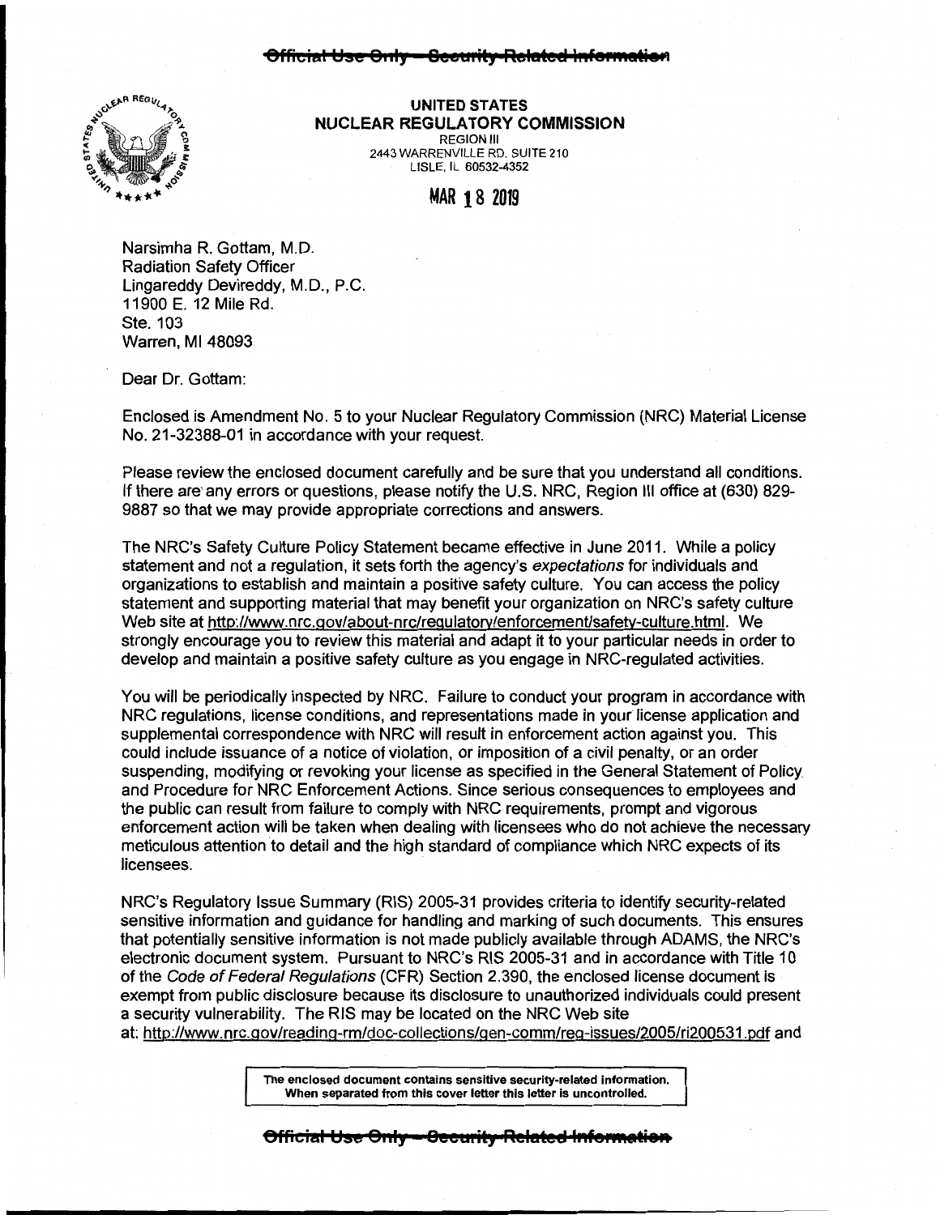~~Official Use Only – Security-Related Information~~

**UNITED STATES**
**NUCLEAR REGULATORY COMMISSION**
REGION III
2443 WARRENVILLE RD. SUITE 210
LISLE, IL 60532-4352

MAR 18 2019

Narsimha R. Gottam, M.D.
Radiation Safety Officer
Lingareddy Devireddy, M.D., P.C.
11900 E. 12 Mile Rd.
Ste. 103
Warren, MI 48093

Dear Dr. Gottam:

Enclosed is Amendment No. 5 to your Nuclear Regulatory Commission (NRC) Material License No. 21-32388-01 in accordance with your request.

Please review the enclosed document carefully and be sure that you understand all conditions. If there are any errors or questions, please notify the U.S. NRC, Region III office at (630) 829-9887 so that we may provide appropriate corrections and answers.

The NRC's Safety Culture Policy Statement became effective in June 2011. While a policy statement and not a regulation, it sets forth the agency's *expectations* for individuals and organizations to establish and maintain a positive safety culture. You can access the policy statement and supporting material that may benefit your organization on NRC's safety culture Web site at http://www.nrc.gov/about-nrc/regulatory/enforcement/safety-culture.html. We strongly encourage you to review this material and adapt it to your particular needs in order to develop and maintain a positive safety culture as you engage in NRC-regulated activities.

You will be periodically inspected by NRC. Failure to conduct your program in accordance with NRC regulations, license conditions, and representations made in your license application and supplemental correspondence with NRC will result in enforcement action against you. This could include issuance of a notice of violation, or imposition of a civil penalty, or an order suspending, modifying or revoking your license as specified in the General Statement of Policy and Procedure for NRC Enforcement Actions. Since serious consequences to employees and the public can result from failure to comply with NRC requirements, prompt and vigorous enforcement action will be taken when dealing with licensees who do not achieve the necessary meticulous attention to detail and the high standard of compliance which NRC expects of its licensees.

NRC's Regulatory Issue Summary (RIS) 2005-31 provides criteria to identify security-related sensitive information and guidance for handling and marking of such documents. This ensures that potentially sensitive information is not made publicly available through ADAMS, the NRC's electronic document system. Pursuant to NRC's RIS 2005-31 and in accordance with Title 10 of the *Code of Federal Regulations* (CFR) Section 2.390, the enclosed license document is exempt from public disclosure because its disclosure to unauthorized individuals could present a security vulnerability. The RIS may be located on the NRC Web site at: http://www.nrc.gov/reading-rm/doc-collections/gen-comm/reg-issues/2005/ri200531.pdf and

**The enclosed document contains sensitive security-related information. When separated from this cover letter this letter is uncontrolled.**

~~Official Use Only – Security-Related Information~~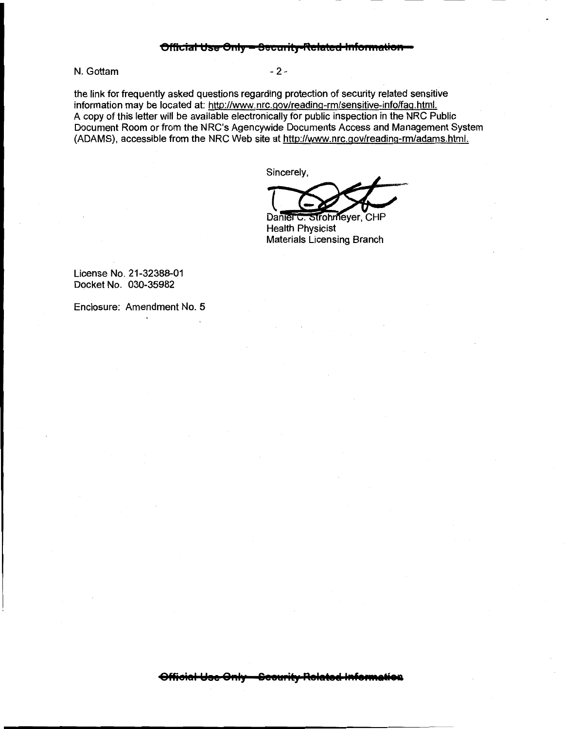the link for frequently asked questions regarding protection of security related sensitive information may be located at: http://www.nrc.gov/reading-rm/sensitive-info/faq.html. A copy of this letter will be available electronically for public inspection in the NRC Public Document Room or from the NRC's Agencywide Documents Access and Management System (ADAMS), accessible from the NRC Web site at http://www.nrc.gov/reading-rm/adams.html.

Sincerely,

Daniel C. Strohmeyer, CHP
Health Physicist
Materials Licensing Branch

License No. 21-32388-01
Docket No. 030-35982

Enclosure: Amendment No. 5